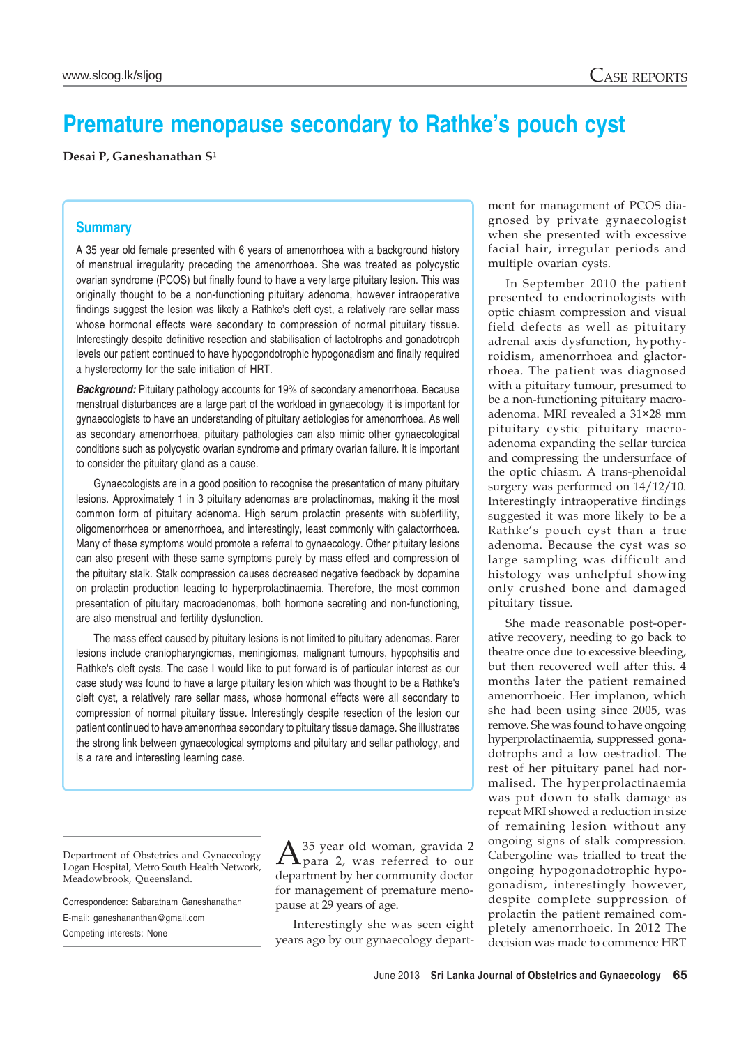# Premature menopause secondary to Rathke's pouch cyst

**Desai P, Ganeshanathan S**[1]

## Summary

A 35 year old female presented with 6 years of amenorrhoea with a background history of menstrual irregularity preceding the amenorrhoea. She was treated as polycystic ovarian syndrome (PCOS) but finally found to have a very large pituitary lesion. This was originally thought to be a non-functioning pituitary adenoma, however intraoperative findings suggest the lesion was likely a Rathke's cleft cyst, a relatively rare sellar mass whose hormonal effects were secondary to compression of normal pituitary tissue. Interestingly despite definitive resection and stabilisation of lactotrophs and gonadotroph levels our patient continued to have hypogondotrophic hypogonadism and finally required a hysterectomy for the safe initiation of HRT.

***Background:*** Pituitary pathology accounts for 19% of secondary amenorrhoea. Because menstrual disturbances are a large part of the workload in gynaecology it is important for gynaecologists to have an understanding of pituitary aetiologies for amenorrhoea. As well as secondary amenorrhoea, pituitary pathologies can also mimic other gynaecological conditions such as polycystic ovarian syndrome and primary ovarian failure. It is important to consider the pituitary gland as a cause.

Gynaecologists are in a good position to recognise the presentation of many pituitary lesions. Approximately 1 in 3 pituitary adenomas are prolactinomas, making it the most common form of pituitary adenoma. High serum prolactin presents with subfertility, oligomenorrhoea or amenorrhoea, and interestingly, least commonly with galactorrhoea. Many of these symptoms would promote a referral to gynaecology. Other pituitary lesions can also present with these same symptoms purely by mass effect and compression of the pituitary stalk. Stalk compression causes decreased negative feedback by dopamine on prolactin production leading to hyperprolactinaemia. Therefore, the most common presentation of pituitary macroadenomas, both hormone secreting and non-functioning, are also menstrual and fertility dysfunction.

The mass effect caused by pituitary lesions is not limited to pituitary adenomas. Rarer lesions include craniopharyngiomas, meningiomas, malignant tumours, hypophsitis and Rathke's cleft cysts. The case I would like to put forward is of particular interest as our case study was found to have a large pituitary lesion which was thought to be a Rathke's cleft cyst, a relatively rare sellar mass, whose hormonal effects were all secondary to compression of normal pituitary tissue. Interestingly despite resection of the lesion our patient continued to have amenorrhea secondary to pituitary tissue damage. She illustrates the strong link between gynaecological symptoms and pituitary and sellar pathology, and is a rare and interesting learning case.

Department of Obstetrics and Gynaecology Logan Hospital, Metro South Health Network, Meadowbrook, Queensland.

Correspondence: Sabaratnam Ganeshanathan
E-mail: ganeshananthan@gmail.com
Competing interests: None

A 35 year old woman, gravida 2 para 2, was referred to our department by her community doctor for management of premature menopause at 29 years of age.

Interestingly she was seen eight years ago by our gynaecology department for management of PCOS diagnosed by private gynaecologist when she presented with excessive facial hair, irregular periods and multiple ovarian cysts.

In September 2010 the patient presented to endocrinologists with optic chiasm compression and visual field defects as well as pituitary adrenal axis dysfunction, hypothyroidism, amenorrhoea and glactorrhoea. The patient was diagnosed with a pituitary tumour, presumed to be a non-functioning pituitary macroadenoma. MRI revealed a 31×28 mm pituitary cystic pituitary macroadenoma expanding the sellar turcica and compressing the undersurface of the optic chiasm. A trans-phenoidal surgery was performed on 14/12/10. Interestingly intraoperative findings suggested it was more likely to be a Rathke's pouch cyst than a true adenoma. Because the cyst was so large sampling was difficult and histology was unhelpful showing only crushed bone and damaged pituitary tissue.

She made reasonable post-operative recovery, needing to go back to theatre once due to excessive bleeding, but then recovered well after this. 4 months later the patient remained amenorrhoeic. Her implanon, which she had been using since 2005, was remove. She was found to have ongoing hyperprolactinaemia, suppressed gonadotrophs and a low oestradiol. The rest of her pituitary panel had normalised. The hyperprolactinaemia was put down to stalk damage as repeat MRI showed a reduction in size of remaining lesion without any ongoing signs of stalk compression. Cabergoline was trialled to treat the ongoing hypogonadotrophic hypogonadism, interestingly however, despite complete suppression of prolactin the patient remained completely amenorrhoeic. In 2012 The decision was made to commence HRT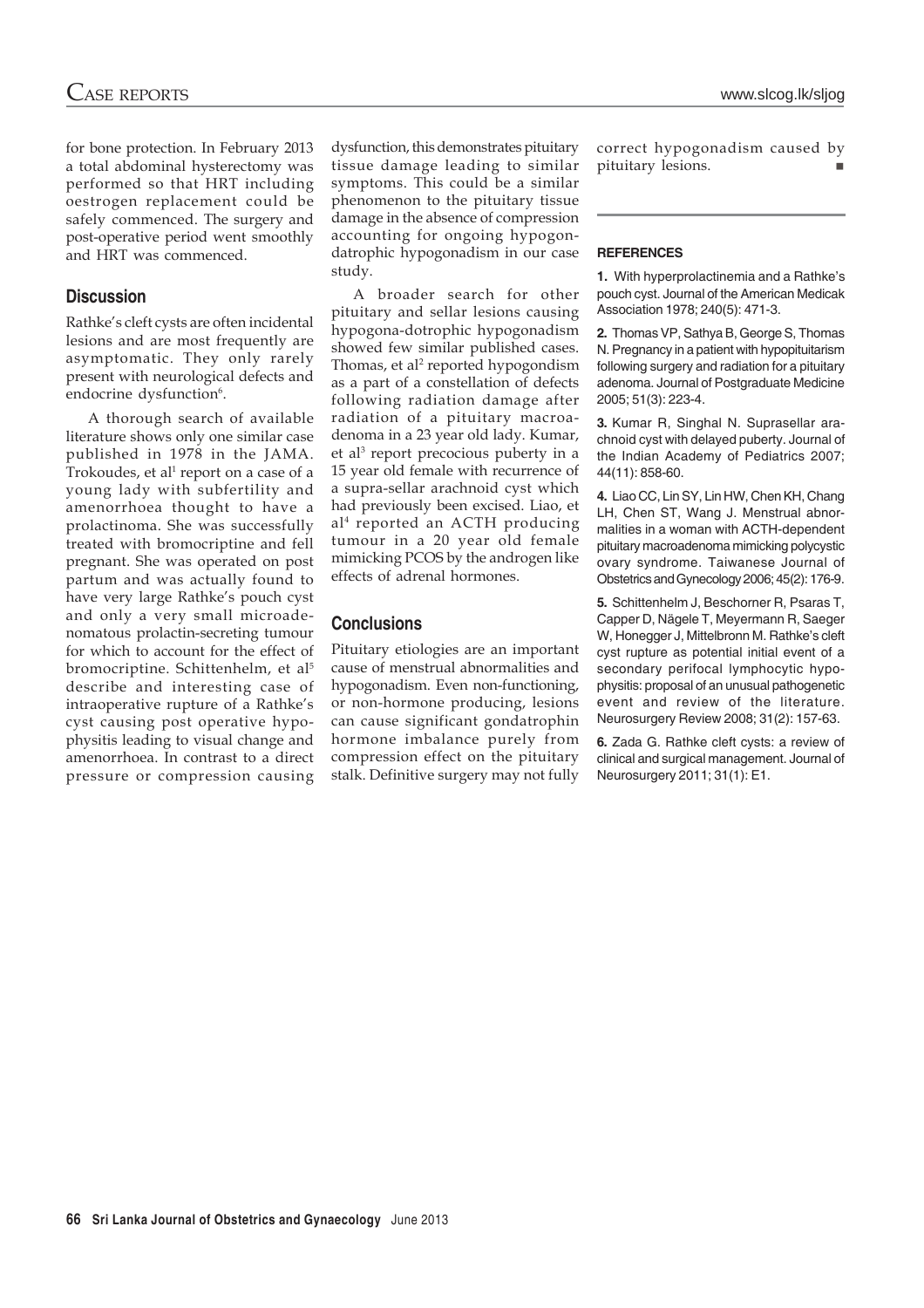for bone protection. In February 2013 a total abdominal hysterectomy was performed so that HRT including oestrogen replacement could be safely commenced. The surgery and post-operative period went smoothly and HRT was commenced.

## Discussion

Rathke's cleft cysts are often incidental lesions and are most frequently are asymptomatic. They only rarely present with neurological defects and endocrine dysfunction[6].

A thorough search of available literature shows only one similar case published in 1978 in the JAMA. Trokoudes, et al[1] report on a case of a young lady with subfertility and amenorrhoea thought to have a prolactinoma. She was successfully treated with bromocriptine and fell pregnant. She was operated on post partum and was actually found to have very large Rathke's pouch cyst and only a very small microadenomatous prolactin-secreting tumour for which to account for the effect of bromocriptine. Schittenhelm, et al[5] describe and interesting case of intraoperative rupture of a Rathke's cyst causing post operative hypophysitis leading to visual change and amenorrhoea. In contrast to a direct pressure or compression causing dysfunction, this demonstrates pituitary tissue damage leading to similar symptoms. This could be a similar phenomenon to the pituitary tissue damage in the absence of compression accounting for ongoing hypogondatrophic hypogonadism in our case study.

A broader search for other pituitary and sellar lesions causing hypogona-dotrophic hypogonadism showed few similar published cases. Thomas, et al[2] reported hypogondism as a part of a constellation of defects following radiation damage after radiation of a pituitary macroadenoma in a 23 year old lady. Kumar, et al[3] report precocious puberty in a 15 year old female with recurrence of a supra-sellar arachnoid cyst which had previously been excised. Liao, et al[4] reported an ACTH producing tumour in a 20 year old female mimicking PCOS by the androgen like effects of adrenal hormones.

## Conclusions

Pituitary etiologies are an important cause of menstrual abnormalities and hypogonadism. Even non-functioning, or non-hormone producing, lesions can cause significant gondatrophin hormone imbalance purely from compression effect on the pituitary stalk. Definitive surgery may not fully correct hypogonadism caused by pituitary lesions. ■

### REFERENCES

**1.** With hyperprolactinemia and a Rathke's pouch cyst. Journal of the American Medicak Association 1978; 240(5): 471-3.

**2.** Thomas VP, Sathya B, George S, Thomas N. Pregnancy in a patient with hypopituitarism following surgery and radiation for a pituitary adenoma. Journal of Postgraduate Medicine 2005; 51(3): 223-4.

**3.** Kumar R, Singhal N. Suprasellar arachnoid cyst with delayed puberty. Journal of the Indian Academy of Pediatrics 2007; 44(11): 858-60.

**4.** Liao CC, Lin SY, Lin HW, Chen KH, Chang LH, Chen ST, Wang J. Menstrual abnormalities in a woman with ACTH-dependent pituitary macroadenoma mimicking polycystic ovary syndrome. Taiwanese Journal of Obstetrics and Gynecology 2006; 45(2): 176-9.

**5.** Schittenhelm J, Beschorner R, Psaras T, Capper D, Nägele T, Meyermann R, Saeger W, Honegger J, Mittelbronn M. Rathke's cleft cyst rupture as potential initial event of a secondary perifocal lymphocytic hypophysitis: proposal of an unusual pathogenetic event and review of the literature. Neurosurgery Review 2008; 31(2): 157-63.

**6.** Zada G. Rathke cleft cysts: a review of clinical and surgical management. Journal of Neurosurgery 2011; 31(1): E1.